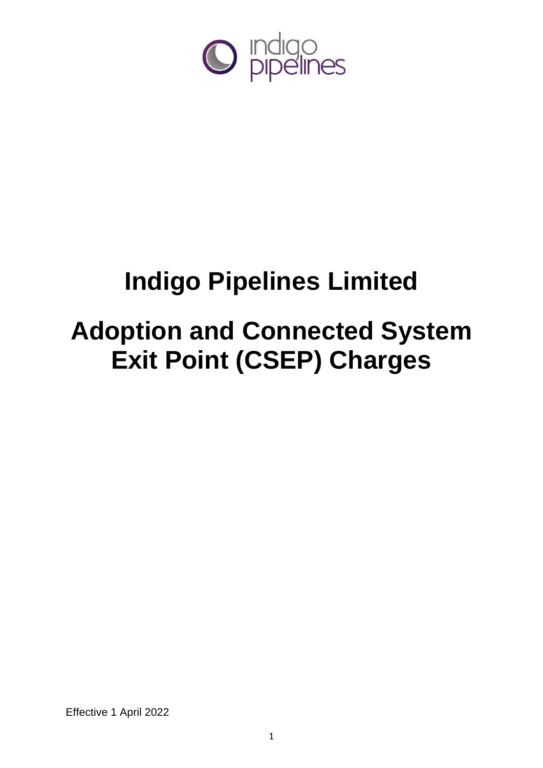# Indigo Pipelines Limited

# Adoption and Connected System Exit Point (CSEP) Charges

Effective 1 April 2022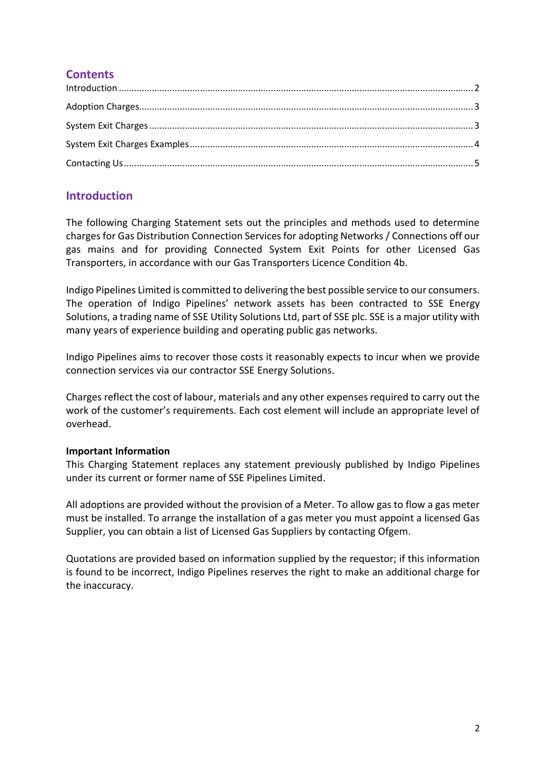## Contents

Introduction .......... 2

Adoption Charges.......... 3

System Exit Charges .......... 3

System Exit Charges Examples.......... 4

Contacting Us.......... 5

## Introduction

The following Charging Statement sets out the principles and methods used to determine charges for Gas Distribution Connection Services for adopting Networks / Connections off our gas mains and for providing Connected System Exit Points for other Licensed Gas Transporters, in accordance with our Gas Transporters Licence Condition 4b.

Indigo Pipelines Limited is committed to delivering the best possible service to our consumers. The operation of Indigo Pipelines' network assets has been contracted to SSE Energy Solutions, a trading name of SSE Utility Solutions Ltd, part of SSE plc. SSE is a major utility with many years of experience building and operating public gas networks.

Indigo Pipelines aims to recover those costs it reasonably expects to incur when we provide connection services via our contractor SSE Energy Solutions.

Charges reflect the cost of labour, materials and any other expenses required to carry out the work of the customer's requirements. Each cost element will include an appropriate level of overhead.

**Important Information**

This Charging Statement replaces any statement previously published by Indigo Pipelines under its current or former name of SSE Pipelines Limited.

All adoptions are provided without the provision of a Meter. To allow gas to flow a gas meter must be installed. To arrange the installation of a gas meter you must appoint a licensed Gas Supplier, you can obtain a list of Licensed Gas Suppliers by contacting Ofgem.

Quotations are provided based on information supplied by the requestor; if this information is found to be incorrect, Indigo Pipelines reserves the right to make an additional charge for the inaccuracy.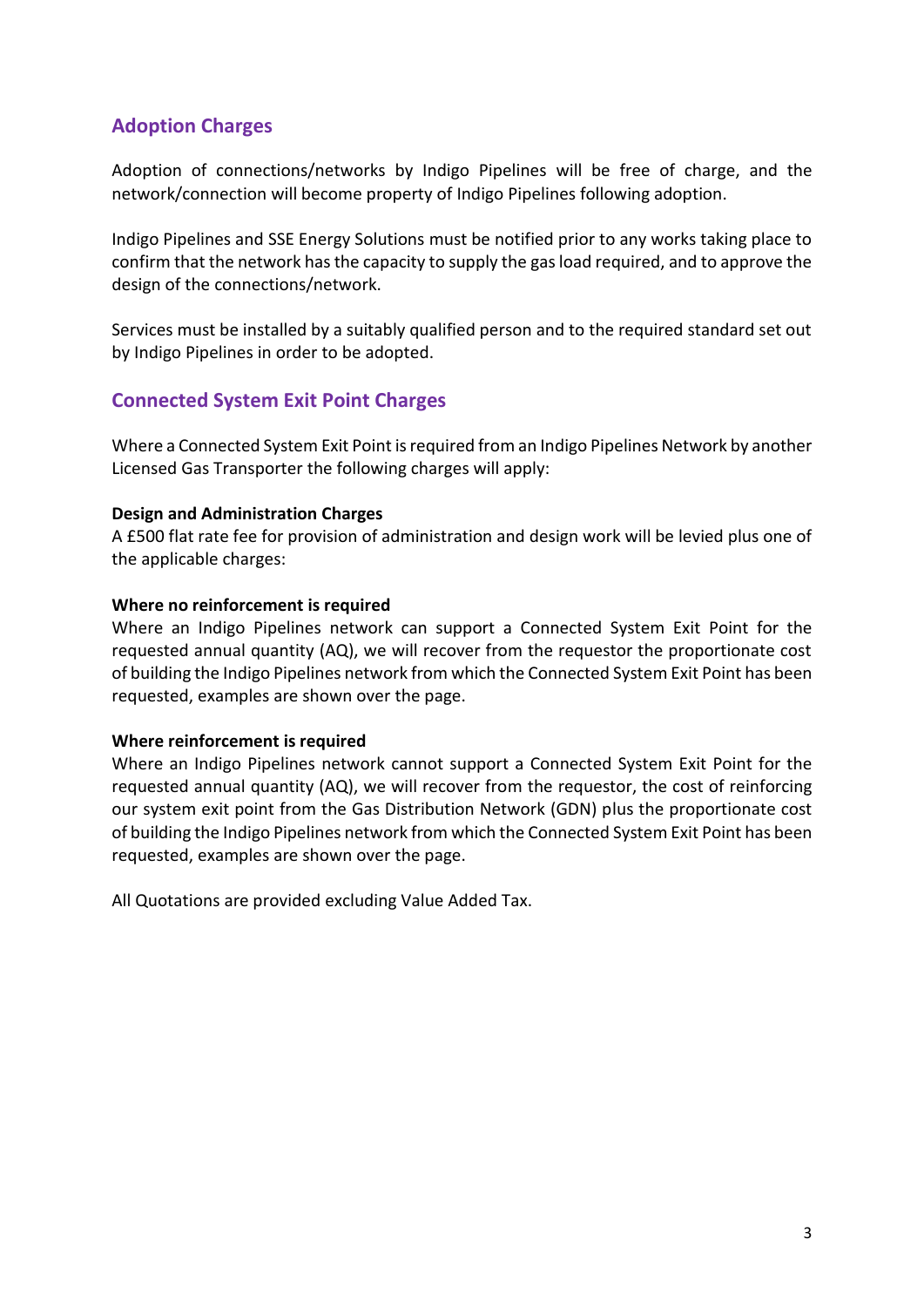## Adoption Charges

Adoption of connections/networks by Indigo Pipelines will be free of charge, and the network/connection will become property of Indigo Pipelines following adoption.

Indigo Pipelines and SSE Energy Solutions must be notified prior to any works taking place to confirm that the network has the capacity to supply the gas load required, and to approve the design of the connections/network.

Services must be installed by a suitably qualified person and to the required standard set out by Indigo Pipelines in order to be adopted.

## Connected System Exit Point Charges

Where a Connected System Exit Point is required from an Indigo Pipelines Network by another Licensed Gas Transporter the following charges will apply:

**Design and Administration Charges**
A £500 flat rate fee for provision of administration and design work will be levied plus one of the applicable charges:

**Where no reinforcement is required**
Where an Indigo Pipelines network can support a Connected System Exit Point for the requested annual quantity (AQ), we will recover from the requestor the proportionate cost of building the Indigo Pipelines network from which the Connected System Exit Point has been requested, examples are shown over the page.

**Where reinforcement is required**
Where an Indigo Pipelines network cannot support a Connected System Exit Point for the requested annual quantity (AQ), we will recover from the requestor, the cost of reinforcing our system exit point from the Gas Distribution Network (GDN) plus the proportionate cost of building the Indigo Pipelines network from which the Connected System Exit Point has been requested, examples are shown over the page.

All Quotations are provided excluding Value Added Tax.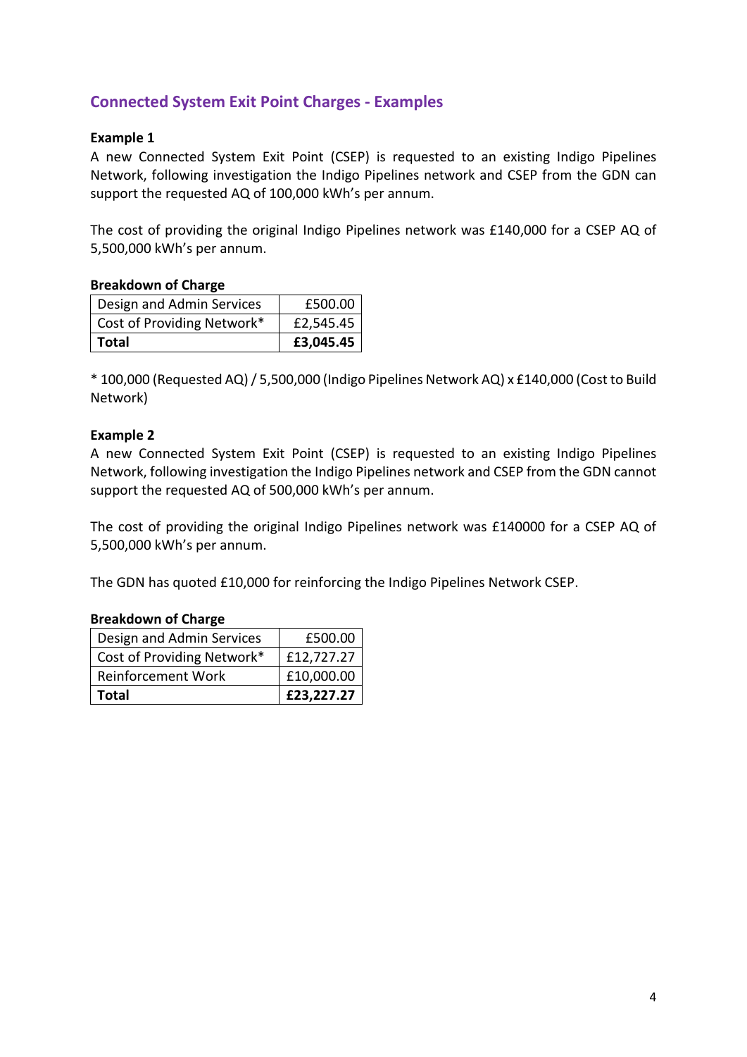## Connected System Exit Point Charges - Examples

**Example 1**

A new Connected System Exit Point (CSEP) is requested to an existing Indigo Pipelines Network, following investigation the Indigo Pipelines network and CSEP from the GDN can support the requested AQ of 100,000 kWh's per annum.

The cost of providing the original Indigo Pipelines network was £140,000 for a CSEP AQ of 5,500,000 kWh's per annum.

**Breakdown of Charge**

| Design and Admin Services | £500.00 |
|---|---|
| Cost of Providing Network* | £2,545.45 |
| **Total** | **£3,045.45** |

* 100,000 (Requested AQ) / 5,500,000 (Indigo Pipelines Network AQ) x £140,000 (Cost to Build Network)

**Example 2**

A new Connected System Exit Point (CSEP) is requested to an existing Indigo Pipelines Network, following investigation the Indigo Pipelines network and CSEP from the GDN cannot support the requested AQ of 500,000 kWh's per annum.

The cost of providing the original Indigo Pipelines network was £140000 for a CSEP AQ of 5,500,000 kWh's per annum.

The GDN has quoted £10,000 for reinforcing the Indigo Pipelines Network CSEP.

**Breakdown of Charge**

| Design and Admin Services | £500.00 |
|---|---|
| Cost of Providing Network* | £12,727.27 |
| Reinforcement Work | £10,000.00 |
| **Total** | **£23,227.27** |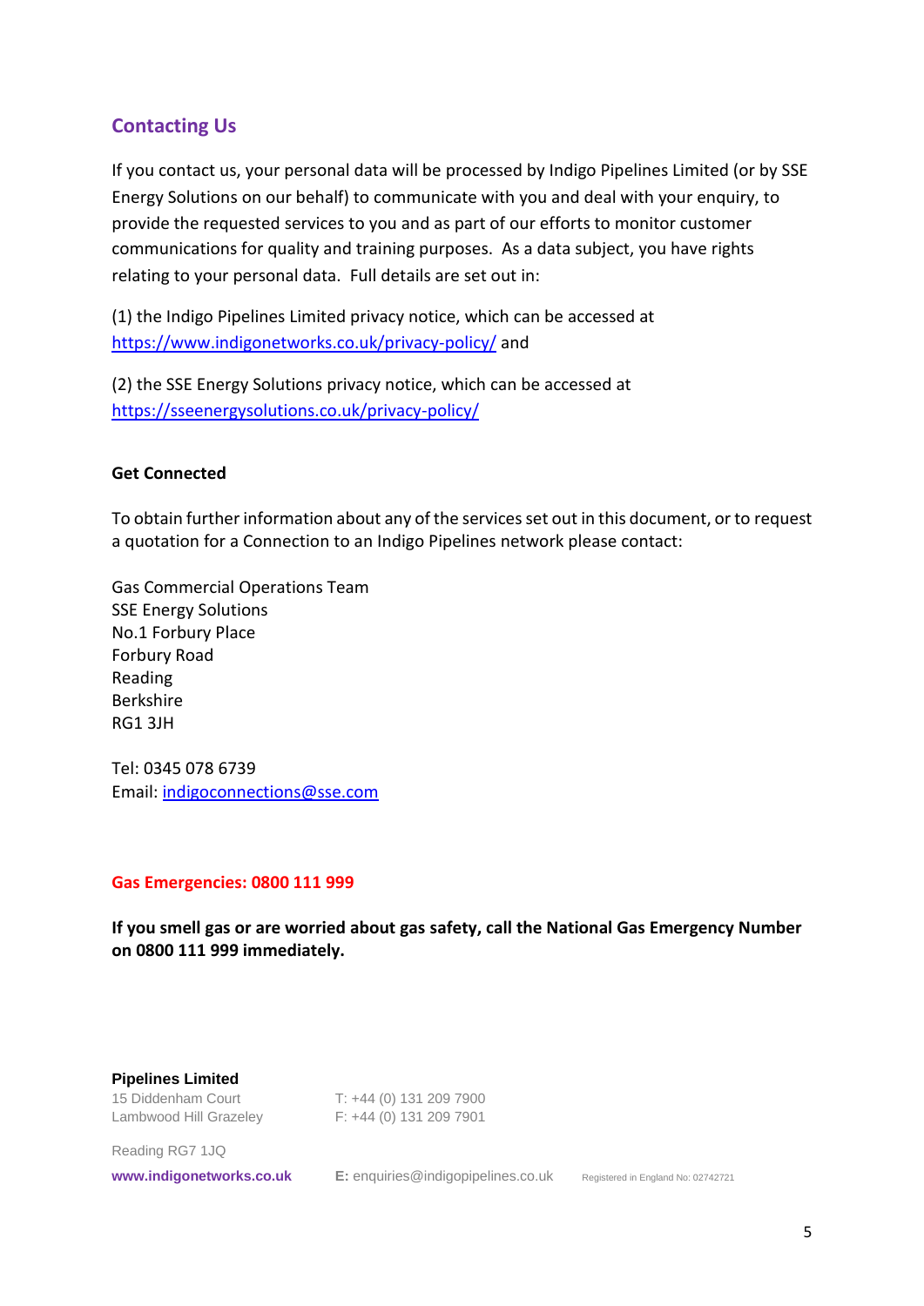## Contacting Us

If you contact us, your personal data will be processed by Indigo Pipelines Limited (or by SSE Energy Solutions on our behalf) to communicate with you and deal with your enquiry, to provide the requested services to you and as part of our efforts to monitor customer communications for quality and training purposes. As a data subject, you have rights relating to your personal data. Full details are set out in:

(1) the Indigo Pipelines Limited privacy notice, which can be accessed at https://www.indigonetworks.co.uk/privacy-policy/ and

(2) the SSE Energy Solutions privacy notice, which can be accessed at https://sseenergysolutions.co.uk/privacy-policy/

**Get Connected**

To obtain further information about any of the services set out in this document, or to request a quotation for a Connection to an Indigo Pipelines network please contact:

Gas Commercial Operations Team
SSE Energy Solutions
No.1 Forbury Place
Forbury Road
Reading
Berkshire
RG1 3JH

Tel: 0345 078 6739
Email: indigoconnections@sse.com

**Gas Emergencies: 0800 111 999**

**If you smell gas or are worried about gas safety, call the National Gas Emergency Number on 0800 111 999 immediately.**

**Pipelines Limited**
15 Diddenham Court
Lambwood Hill Grazeley

Reading RG7 1JQ

T: +44 (0) 131 209 7900
F: +44 (0) 131 209 7901

**www.indigonetworks.co.uk**

**E:** enquiries@indigopipelines.co.uk

Registered in England No: 02742721